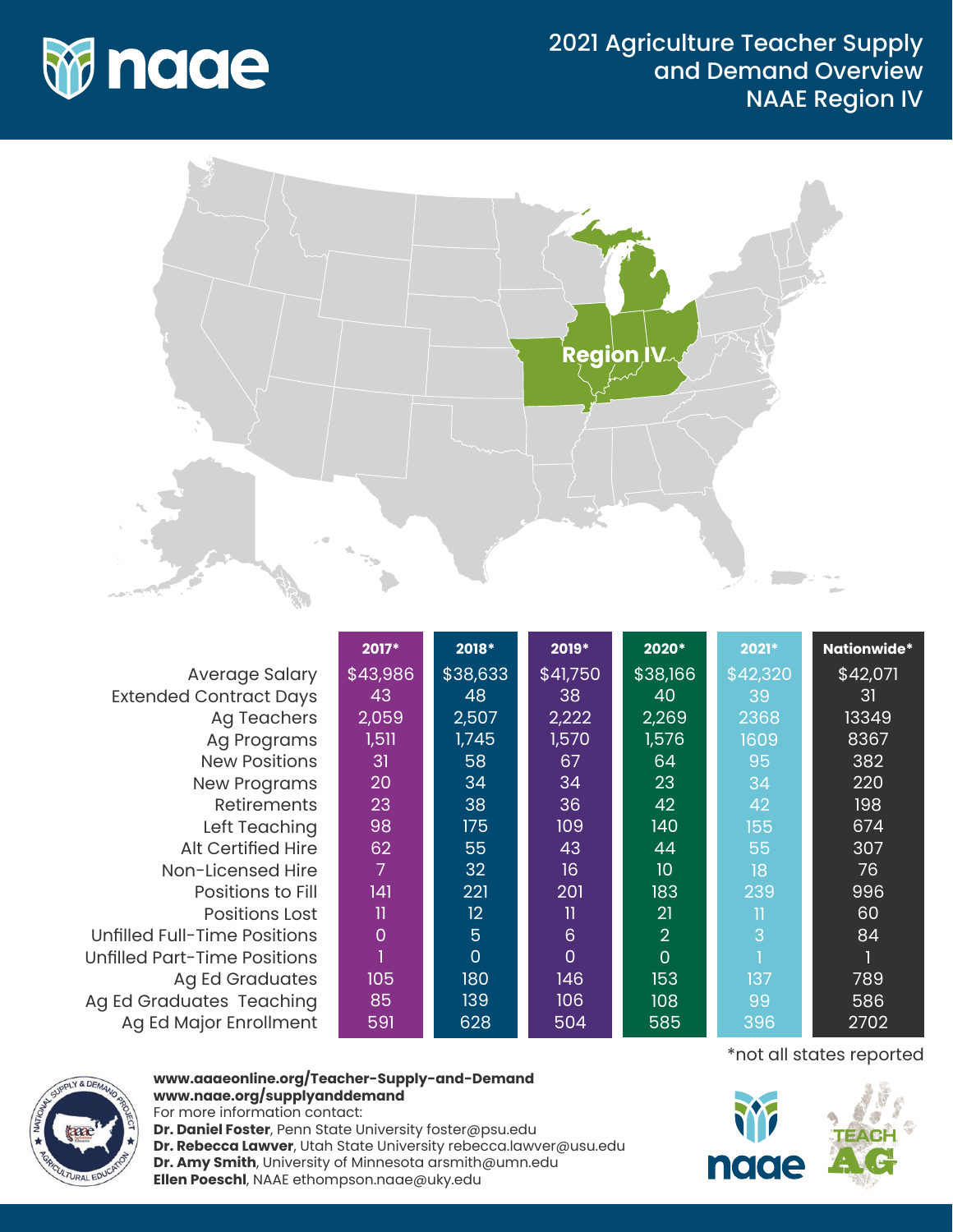# 2021 Agriculture Teacher Supply and Demand Overview
## NAAE Region IV

Region IV

| | 2017* | 2018* | 2019* | 2020* | 2021* | Nationwide* |
|---|---|---|---|---|---|---|
| Average Salary | $43,986 | $38,633 | $41,750 | $38,166 | $42,320 | $42,071 |
| Extended Contract Days | 43 | 48 | 38 | 40 | 39 | 31 |
| Ag Teachers | 2,059 | 2,507 | 2,222 | 2,269 | 2368 | 13349 |
| Ag Programs | 1,511 | 1,745 | 1,570 | 1,576 | 1609 | 8367 |
| New Positions | 31 | 58 | 67 | 64 | 95 | 382 |
| New Programs | 20 | 34 | 34 | 23 | 34 | 220 |
| Retirements | 23 | 38 | 36 | 42 | 42 | 198 |
| Left Teaching | 98 | 175 | 109 | 140 | 155 | 674 |
| Alt Certified Hire | 62 | 55 | 43 | 44 | 55 | 307 |
| Non-Licensed Hire | 7 | 32 | 16 | 10 | 18 | 76 |
| Positions to Fill | 141 | 221 | 201 | 183 | 239 | 996 |
| Positions Lost | 11 | 12 | 11 | 21 | 11 | 60 |
| Unfilled Full-Time Positions | 0 | 5 | 6 | 2 | 3 | 84 |
| Unfilled Part-Time Positions | 1 | 0 | 0 | 0 | 1 | 1 |
| Ag Ed Graduates | 105 | 180 | 146 | 153 | 137 | 789 |
| Ag Ed Graduates Teaching | 85 | 139 | 106 | 108 | 99 | 586 |
| Ag Ed Major Enrollment | 591 | 628 | 504 | 585 | 396 | 2702 |

*not all states reported

**www.aaaeonline.org/Teacher-Supply-and-Demand**
**www.naae.org/supplyanddemand**
For more information contact:
**Dr. Daniel Foster**, Penn State University foster@psu.edu
**Dr. Rebecca Lawver**, Utah State University rebecca.lawver@usu.edu
**Dr. Amy Smith**, University of Minnesota arsmith@umn.edu
**Ellen Poeschl**, NAAE ethompson.naae@uky.edu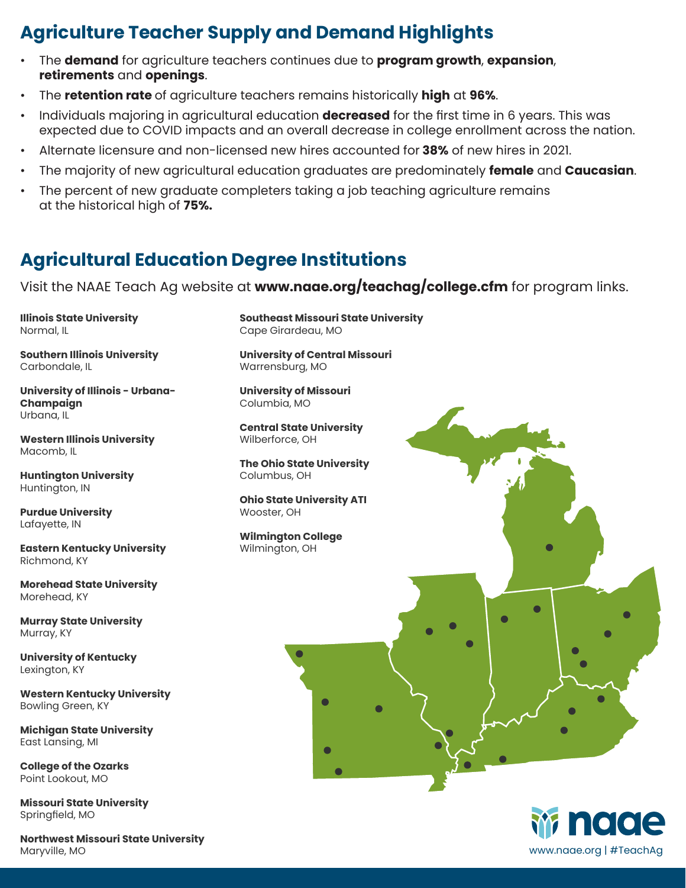## Agriculture Teacher Supply and Demand Highlights

- The **demand** for agriculture teachers continues due to **program growth**, **expansion**, **retirements** and **openings**.
- The **retention rate** of agriculture teachers remains historically **high** at **96%**.
- Individuals majoring in agricultural education **decreased** for the first time in 6 years. This was expected due to COVID impacts and an overall decrease in college enrollment across the nation.
- Alternate licensure and non-licensed new hires accounted for **38%** of new hires in 2021.
- The majority of new agricultural education graduates are predominately **female** and **Caucasian**.
- The percent of new graduate completers taking a job teaching agriculture remains at the historical high of **75%.**

## Agricultural Education Degree Institutions

Visit the NAAE Teach Ag website at **www.naae.org/teachag/college.cfm** for program links.

**Illinois State University**
Normal, IL

**Southern Illinois University**
Carbondale, IL

**University of Illinois - Urbana-Champaign**
Urbana, IL

**Western Illinois University**
Macomb, IL

**Huntington University**
Huntington, IN

**Purdue University**
Lafayette, IN

**Eastern Kentucky University**
Richmond, KY

**Morehead State University**
Morehead, KY

**Murray State University**
Murray, KY

**University of Kentucky**
Lexington, KY

**Western Kentucky University**
Bowling Green, KY

**Michigan State University**
East Lansing, MI

**College of the Ozarks**
Point Lookout, MO

**Missouri State University**
Springfield, MO

**Northwest Missouri State University**
Maryville, MO

**Southeast Missouri State University**
Cape Girardeau, MO

**University of Central Missouri**
Warrensburg, MO

**University of Missouri**
Columbia, MO

**Central State University**
Wilberforce, OH

**The Ohio State University**
Columbus, OH

**Ohio State University ATI**
Wooster, OH

**Wilmington College**
Wilmington, OH

naae
www.naae.org | #TeachAg